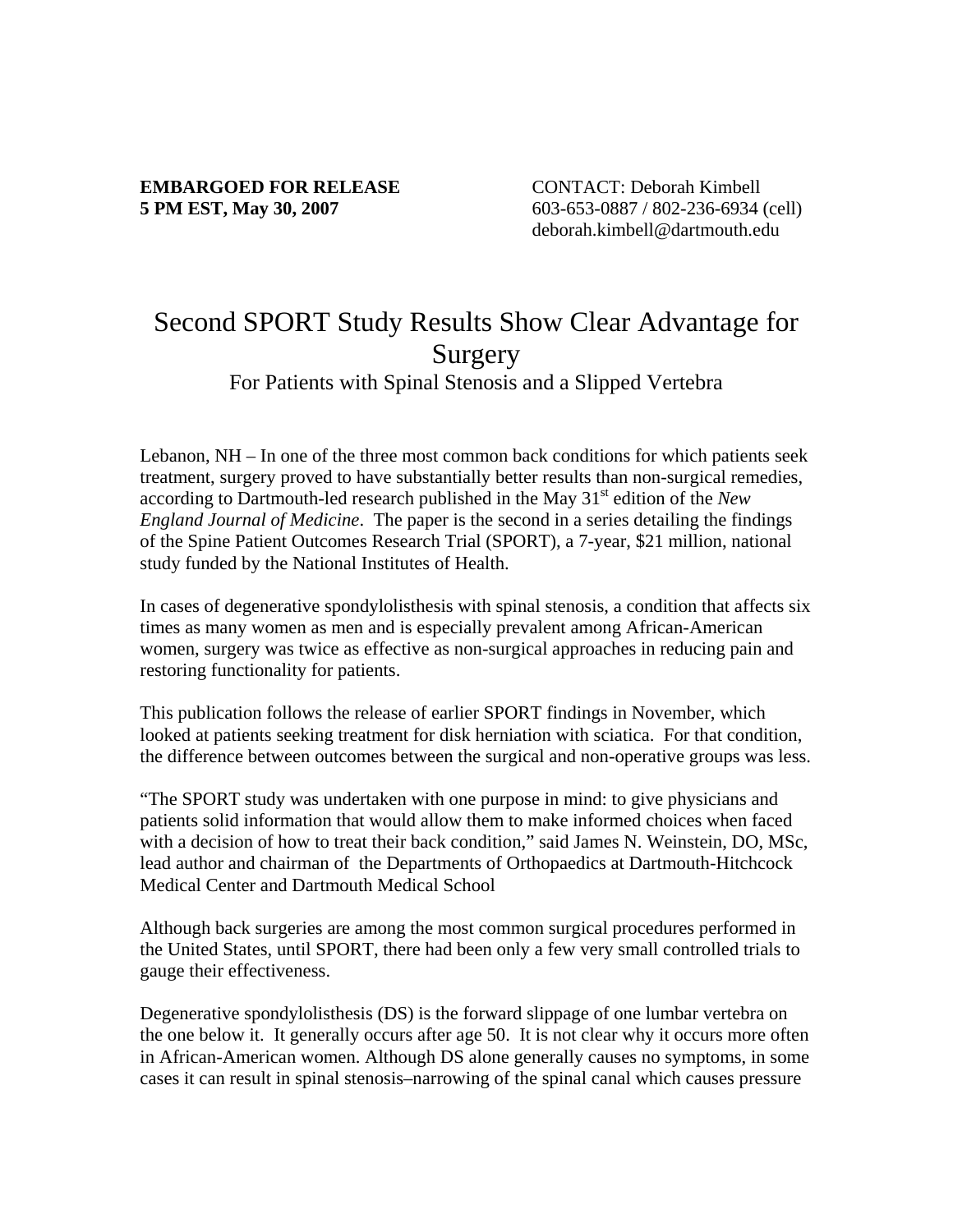**EMBARGOED FOR RELEASE**
**5 PM EST, May 30, 2007**

CONTACT: Deborah Kimbell
603-653-0887 / 802-236-6934 (cell)
deborah.kimbell@dartmouth.edu

# Second SPORT Study Results Show Clear Advantage for Surgery

## For Patients with Spinal Stenosis and a Slipped Vertebra

Lebanon, NH – In one of the three most common back conditions for which patients seek treatment, surgery proved to have substantially better results than non-surgical remedies, according to Dartmouth-led research published in the May 31st edition of the *New England Journal of Medicine*. The paper is the second in a series detailing the findings of the Spine Patient Outcomes Research Trial (SPORT), a 7-year, $21 million, national study funded by the National Institutes of Health.

In cases of degenerative spondylolisthesis with spinal stenosis, a condition that affects six times as many women as men and is especially prevalent among African-American women, surgery was twice as effective as non-surgical approaches in reducing pain and restoring functionality for patients.

This publication follows the release of earlier SPORT findings in November, which looked at patients seeking treatment for disk herniation with sciatica. For that condition, the difference between outcomes between the surgical and non-operative groups was less.

“The SPORT study was undertaken with one purpose in mind: to give physicians and patients solid information that would allow them to make informed choices when faced with a decision of how to treat their back condition,” said James N. Weinstein, DO, MSc, lead author and chairman of the Departments of Orthopaedics at Dartmouth-Hitchcock Medical Center and Dartmouth Medical School

Although back surgeries are among the most common surgical procedures performed in the United States, until SPORT, there had been only a few very small controlled trials to gauge their effectiveness.

Degenerative spondylolisthesis (DS) is the forward slippage of one lumbar vertebra on the one below it. It generally occurs after age 50. It is not clear why it occurs more often in African-American women. Although DS alone generally causes no symptoms, in some cases it can result in spinal stenosis–narrowing of the spinal canal which causes pressure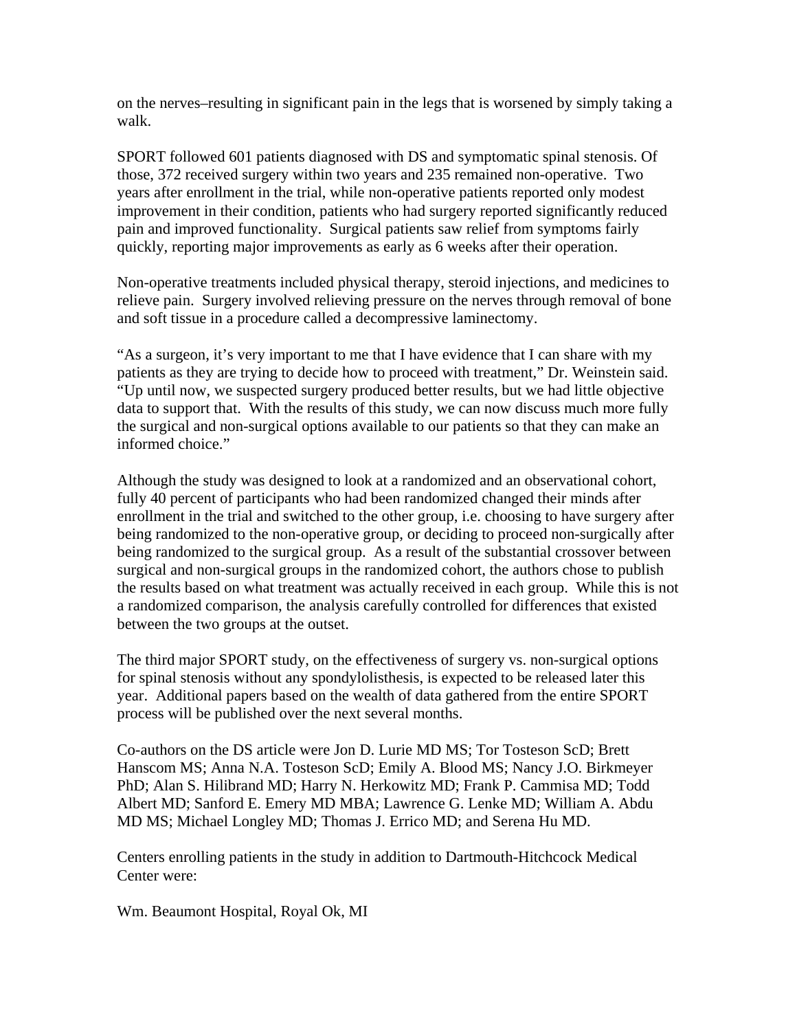on the nerves–resulting in significant pain in the legs that is worsened by simply taking a walk.

SPORT followed 601 patients diagnosed with DS and symptomatic spinal stenosis. Of those, 372 received surgery within two years and 235 remained non-operative. Two years after enrollment in the trial, while non-operative patients reported only modest improvement in their condition, patients who had surgery reported significantly reduced pain and improved functionality. Surgical patients saw relief from symptoms fairly quickly, reporting major improvements as early as 6 weeks after their operation.

Non-operative treatments included physical therapy, steroid injections, and medicines to relieve pain. Surgery involved relieving pressure on the nerves through removal of bone and soft tissue in a procedure called a decompressive laminectomy.

"As a surgeon, it's very important to me that I have evidence that I can share with my patients as they are trying to decide how to proceed with treatment," Dr. Weinstein said. "Up until now, we suspected surgery produced better results, but we had little objective data to support that. With the results of this study, we can now discuss much more fully the surgical and non-surgical options available to our patients so that they can make an informed choice."

Although the study was designed to look at a randomized and an observational cohort, fully 40 percent of participants who had been randomized changed their minds after enrollment in the trial and switched to the other group, i.e. choosing to have surgery after being randomized to the non-operative group, or deciding to proceed non-surgically after being randomized to the surgical group. As a result of the substantial crossover between surgical and non-surgical groups in the randomized cohort, the authors chose to publish the results based on what treatment was actually received in each group. While this is not a randomized comparison, the analysis carefully controlled for differences that existed between the two groups at the outset.

The third major SPORT study, on the effectiveness of surgery vs. non-surgical options for spinal stenosis without any spondylolisthesis, is expected to be released later this year. Additional papers based on the wealth of data gathered from the entire SPORT process will be published over the next several months.

Co-authors on the DS article were Jon D. Lurie MD MS; Tor Tosteson ScD; Brett Hanscom MS; Anna N.A. Tosteson ScD; Emily A. Blood MS; Nancy J.O. Birkmeyer PhD; Alan S. Hilibrand MD; Harry N. Herkowitz MD; Frank P. Cammisa MD; Todd Albert MD; Sanford E. Emery MD MBA; Lawrence G. Lenke MD; William A. Abdu MD MS; Michael Longley MD; Thomas J. Errico MD; and Serena Hu MD.

Centers enrolling patients in the study in addition to Dartmouth-Hitchcock Medical Center were:

Wm. Beaumont Hospital, Royal Ok, MI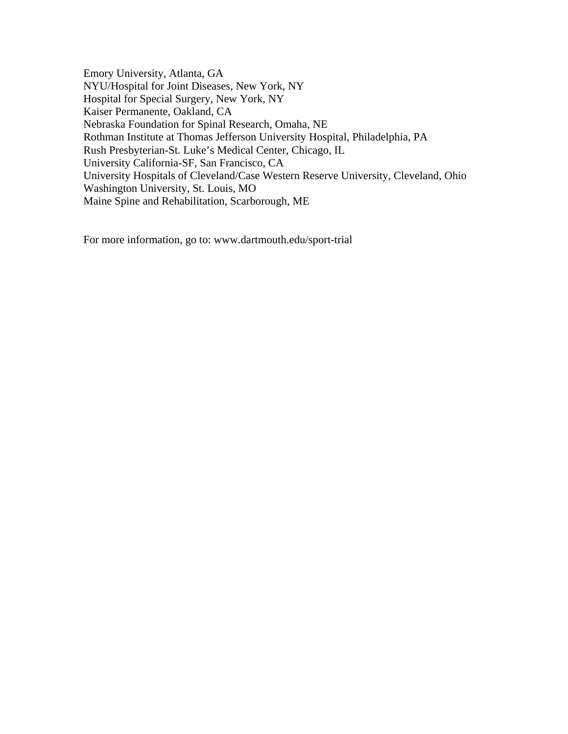Emory University, Atlanta, GA
NYU/Hospital for Joint Diseases, New York, NY
Hospital for Special Surgery, New York, NY
Kaiser Permanente, Oakland, CA
Nebraska Foundation for Spinal Research, Omaha, NE
Rothman Institute at Thomas Jefferson University Hospital, Philadelphia, PA
Rush Presbyterian-St. Luke's Medical Center, Chicago, IL
University California-SF, San Francisco, CA
University Hospitals of Cleveland/Case Western Reserve University, Cleveland, Ohio
Washington University, St. Louis, MO
Maine Spine and Rehabilitation, Scarborough, ME

For more information, go to: www.dartmouth.edu/sport-trial